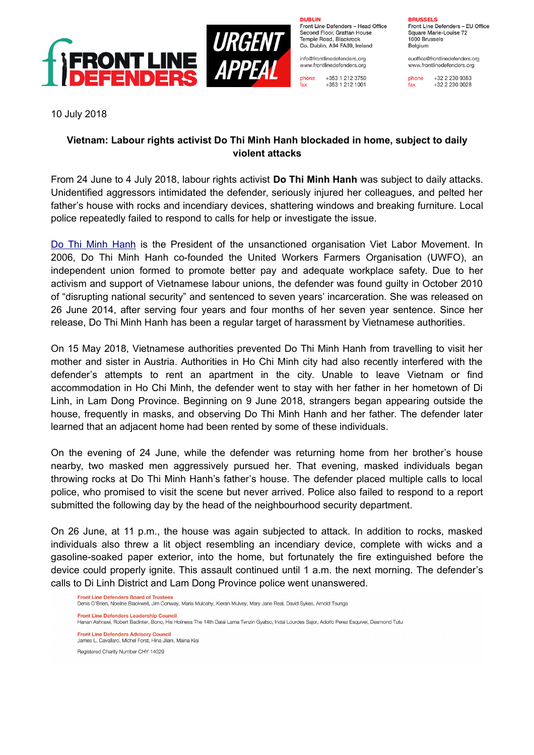FRONT LINE DEFENDERS

URGENT APPEAL

**DUBLIN**
Front Line Defenders – Head Office
Second Floor, Grattan House
Temple Road, Blackrock
Co. Dublin, A94 FA39, Ireland

info@frontlinedefenders.org
www.frontlinedefenders.org

phone +353 1 212 3750
fax +353 1 212 1001

**BRUSSELS**
Front Line Defenders – EU Office
Square Marie-Louise 72
1000 Brussels
Belgium

euoffice@frontlinedefenders.org
www.frontlinedefenders.org

phone +32 2 230 9383
fax +32 2 230 0028

10 July 2018

**Vietnam: Labour rights activist Do Thi Minh Hanh blockaded in home, subject to daily violent attacks**

From 24 June to 4 July 2018, labour rights activist **Do Thi Minh Hanh** was subject to daily attacks. Unidentified aggressors intimidated the defender, seriously injured her colleagues, and pelted her father's house with rocks and incendiary devices, shattering windows and breaking furniture. Local police repeatedly failed to respond to calls for help or investigate the issue.

Do Thi Minh Hanh is the President of the unsanctioned organisation Viet Labor Movement. In 2006, Do Thi Minh Hanh co-founded the United Workers Farmers Organisation (UWFO), an independent union formed to promote better pay and adequate workplace safety. Due to her activism and support of Vietnamese labour unions, the defender was found guilty in October 2010 of "disrupting national security" and sentenced to seven years' incarceration. She was released on 26 June 2014, after serving four years and four months of her seven year sentence. Since her release, Do Thi Minh Hanh has been a regular target of harassment by Vietnamese authorities.

On 15 May 2018, Vietnamese authorities prevented Do Thi Minh Hanh from travelling to visit her mother and sister in Austria. Authorities in Ho Chi Minh city had also recently interfered with the defender's attempts to rent an apartment in the city. Unable to leave Vietnam or find accommodation in Ho Chi Minh, the defender went to stay with her father in her hometown of Di Linh, in Lam Dong Province. Beginning on 9 June 2018, strangers began appearing outside the house, frequently in masks, and observing Do Thi Minh Hanh and her father. The defender later learned that an adjacent home had been rented by some of these individuals.

On the evening of 24 June, while the defender was returning home from her brother's house nearby, two masked men aggressively pursued her. That evening, masked individuals began throwing rocks at Do Thi Minh Hanh's father's house. The defender placed multiple calls to local police, who promised to visit the scene but never arrived. Police also failed to respond to a report submitted the following day by the head of the neighbourhood security department.

On 26 June, at 11 p.m., the house was again subjected to attack. In addition to rocks, masked individuals also threw a lit object resembling an incendiary device, complete with wicks and a gasoline-soaked paper exterior, into the home, but fortunately the fire extinguished before the device could properly ignite. This assault continued until 1 a.m. the next morning. The defender's calls to Di Linh District and Lam Dong Province police went unanswered.

**Front Line Defenders Board of Trustees**
Denis O'Brien, Noeline Blackwell, Jim Conway, Maria Mulcahy, Kieran Mulvey, Mary Jane Real, David Sykes, Arnold Tsunga

**Front Line Defenders Leadership Council**
Hanan Ashrawi, Robert Badinter, Bono, His Holiness The 14th Dalai Lama Tenzin Gyatso, Indai Lourdes Sajor, Adolfo Perez Esquivel, Desmond Tutu

**Front Line Defenders Advisory Council**
James L. Cavallaro, Michel Forst, Hina Jilani, Maina Kiai

Registered Charity Number CHY 14029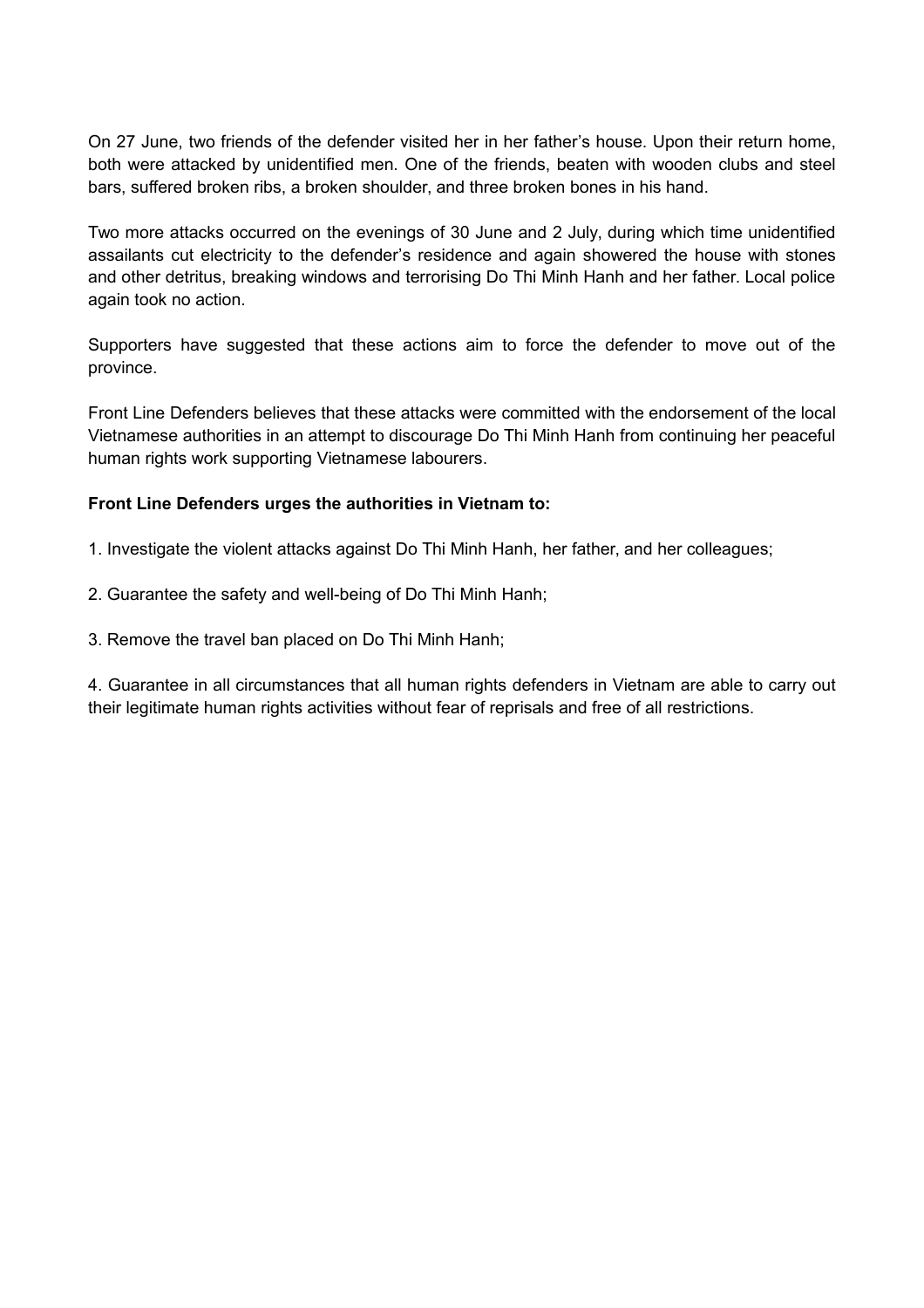On 27 June, two friends of the defender visited her in her father's house. Upon their return home, both were attacked by unidentified men. One of the friends, beaten with wooden clubs and steel bars, suffered broken ribs, a broken shoulder, and three broken bones in his hand.

Two more attacks occurred on the evenings of 30 June and 2 July, during which time unidentified assailants cut electricity to the defender's residence and again showered the house with stones and other detritus, breaking windows and terrorising Do Thi Minh Hanh and her father. Local police again took no action.

Supporters have suggested that these actions aim to force the defender to move out of the province.

Front Line Defenders believes that these attacks were committed with the endorsement of the local Vietnamese authorities in an attempt to discourage Do Thi Minh Hanh from continuing her peaceful human rights work supporting Vietnamese labourers.

**Front Line Defenders urges the authorities in Vietnam to:**

1. Investigate the violent attacks against Do Thi Minh Hanh, her father, and her colleagues;

2. Guarantee the safety and well-being of Do Thi Minh Hanh;

3. Remove the travel ban placed on Do Thi Minh Hanh;

4. Guarantee in all circumstances that all human rights defenders in Vietnam are able to carry out their legitimate human rights activities without fear of reprisals and free of all restrictions.